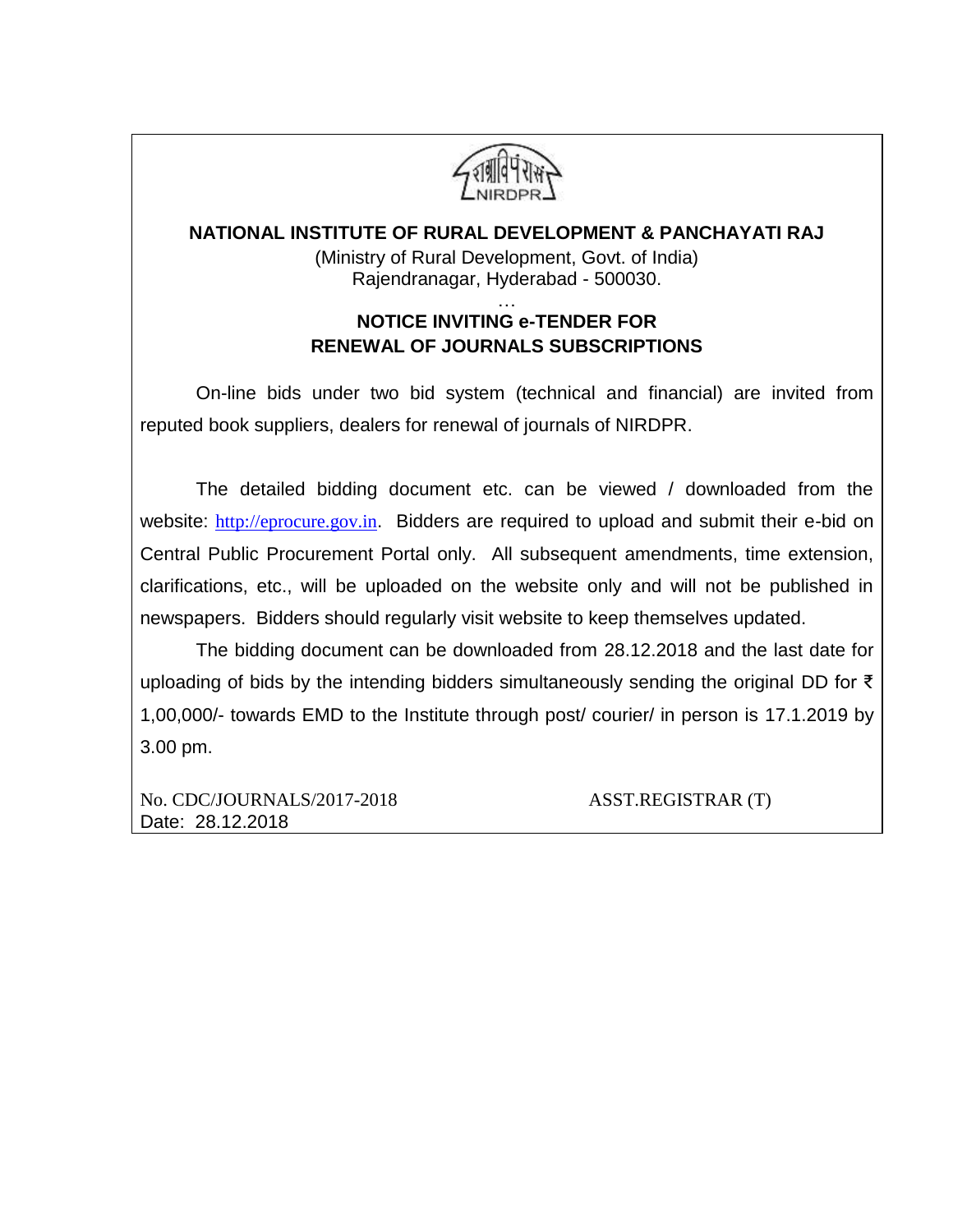# NATIONAL INSTITUTE OF RURAL DEVELOPMENT & PANCHAYATI RAJ

(Ministry of Rural Development, Govt. of India)
Rajendranagar, Hyderabad - 500030.

…

## NOTICE INVITING e-TENDER FOR RENEWAL OF JOURNALS SUBSCRIPTIONS

On-line bids under two bid system (technical and financial) are invited from reputed book suppliers, dealers for renewal of journals of NIRDPR.

The detailed bidding document etc. can be viewed / downloaded from the website: http://eprocure.gov.in. Bidders are required to upload and submit their e-bid on Central Public Procurement Portal only. All subsequent amendments, time extension, clarifications, etc., will be uploaded on the website only and will not be published in newspapers. Bidders should regularly visit website to keep themselves updated.

The bidding document can be downloaded from 28.12.2018 and the last date for uploading of bids by the intending bidders simultaneously sending the original DD for ₹ 1,00,000/- towards EMD to the Institute through post/ courier/ in person is 17.1.2019 by 3.00 pm.

No. CDC/JOURNALS/2017-2018 ASST.REGISTRAR (T)
Date: 28.12.2018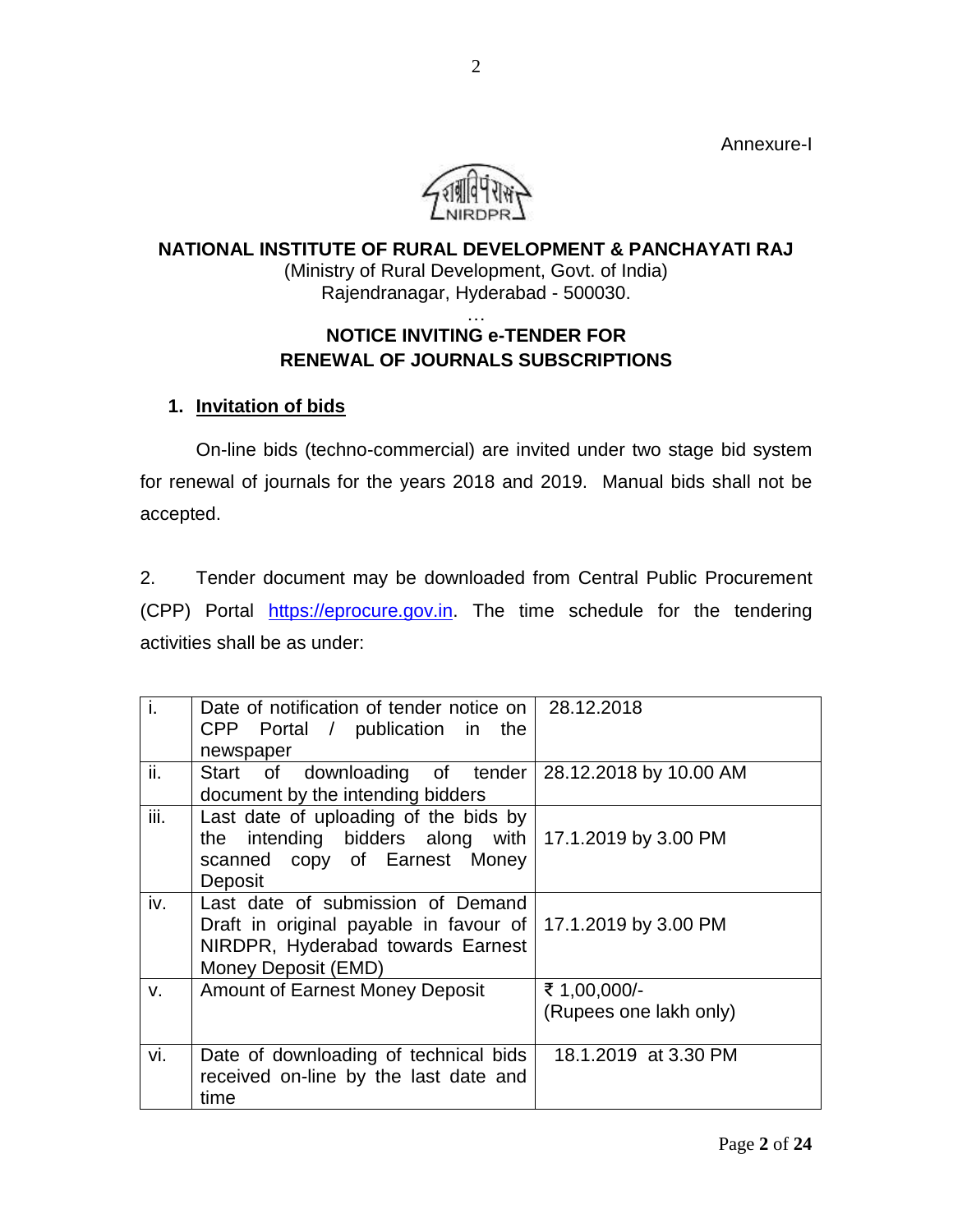Annexure-I

**NATIONAL INSTITUTE OF RURAL DEVELOPMENT & PANCHAYATI RAJ**
(Ministry of Rural Development, Govt. of India)
Rajendranagar, Hyderabad - 500030.

…

**NOTICE INVITING e-TENDER FOR**
**RENEWAL OF JOURNALS SUBSCRIPTIONS**

1. **Invitation of bids**

On-line bids (techno-commercial) are invited under two stage bid system for renewal of journals for the years 2018 and 2019. Manual bids shall not be accepted.

2. Tender document may be downloaded from Central Public Procurement (CPP) Portal https://eprocure.gov.in. The time schedule for the tendering activities shall be as under:

| | | |
|---|---|---|
| i. | Date of notification of tender notice on CPP Portal / publication in the newspaper | 28.12.2018 |
| ii. | Start of downloading of tender document by the intending bidders | 28.12.2018 by 10.00 AM |
| iii. | Last date of uploading of the bids by the intending bidders along with scanned copy of Earnest Money Deposit | 17.1.2019 by 3.00 PM |
| iv. | Last date of submission of Demand Draft in original payable in favour of NIRDPR, Hyderabad towards Earnest Money Deposit (EMD) | 17.1.2019 by 3.00 PM |
| v. | Amount of Earnest Money Deposit | ₹ 1,00,000/- (Rupees one lakh only) |
| vi. | Date of downloading of technical bids received on-line by the last date and time | 18.1.2019 at 3.30 PM |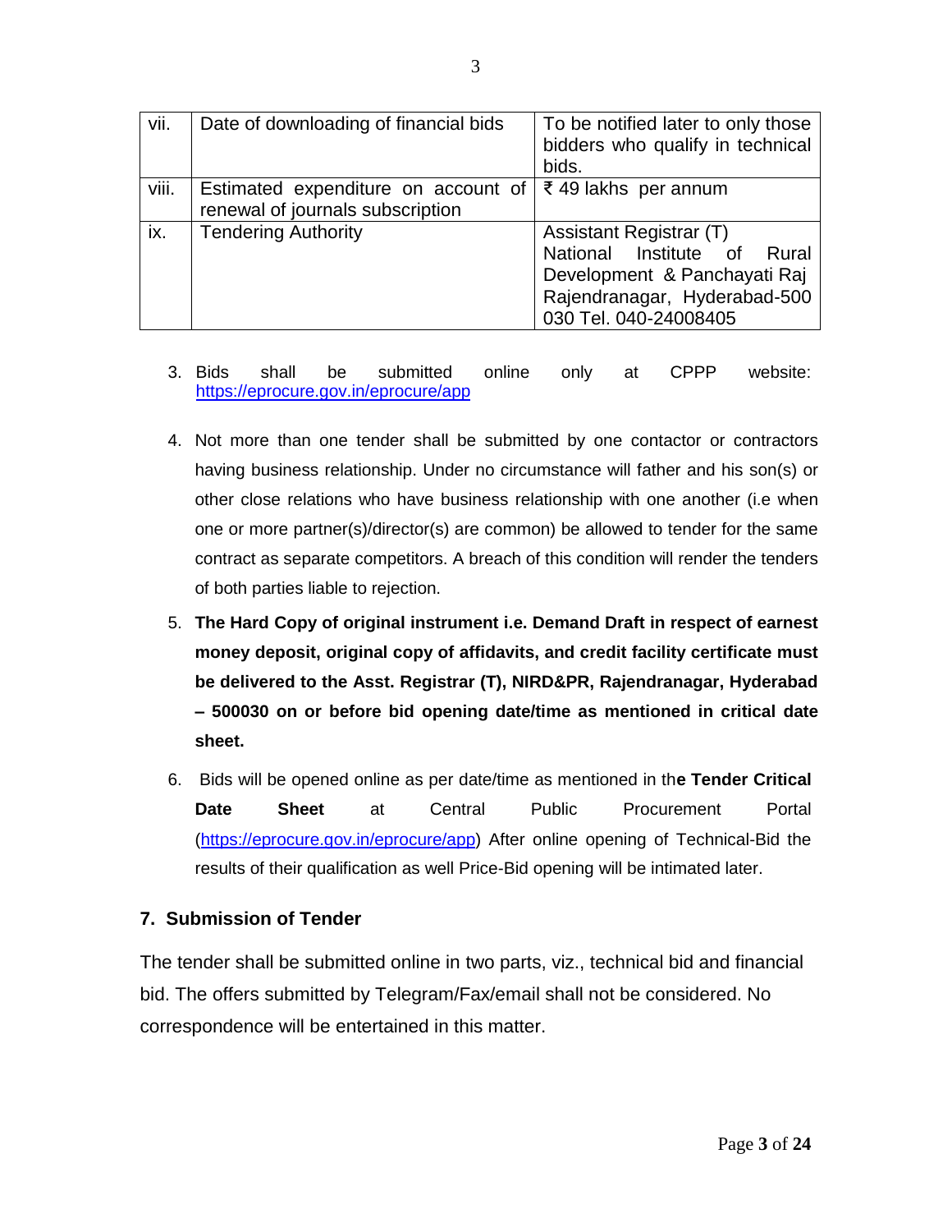| | | |
|---|---|---|
| vii. | Date of downloading of financial bids | To be notified later to only those bidders who qualify in technical bids. |
| viii. | Estimated expenditure on account of renewal of journals subscription | ₹ 49 lakhs per annum |
| ix. | Tendering Authority | Assistant Registrar (T)<br>National Institute of Rural Development & Panchayati Raj<br>Rajendranagar, Hyderabad-500 030 Tel. 040-24008405 |

3. Bids shall be submitted online only at CPPP website: https://eprocure.gov.in/eprocure/app

4. Not more than one tender shall be submitted by one contactor or contractors having business relationship. Under no circumstance will father and his son(s) or other close relations who have business relationship with one another (i.e when one or more partner(s)/director(s) are common) be allowed to tender for the same contract as separate competitors. A breach of this condition will render the tenders of both parties liable to rejection.

5. **The Hard Copy of original instrument i.e. Demand Draft in respect of earnest money deposit, original copy of affidavits, and credit facility certificate must be delivered to the Asst. Registrar (T), NIRD&PR, Rajendranagar, Hyderabad – 500030 on or before bid opening date/time as mentioned in critical date sheet.**

6. Bids will be opened online as per date/time as mentioned in th**e Tender Critical Date Sheet** at Central Public Procurement Portal (https://eprocure.gov.in/eprocure/app) After online opening of Technical-Bid the results of their qualification as well Price-Bid opening will be intimated later.

## 7. Submission of Tender

The tender shall be submitted online in two parts, viz., technical bid and financial bid. The offers submitted by Telegram/Fax/email shall not be considered. No correspondence will be entertained in this matter.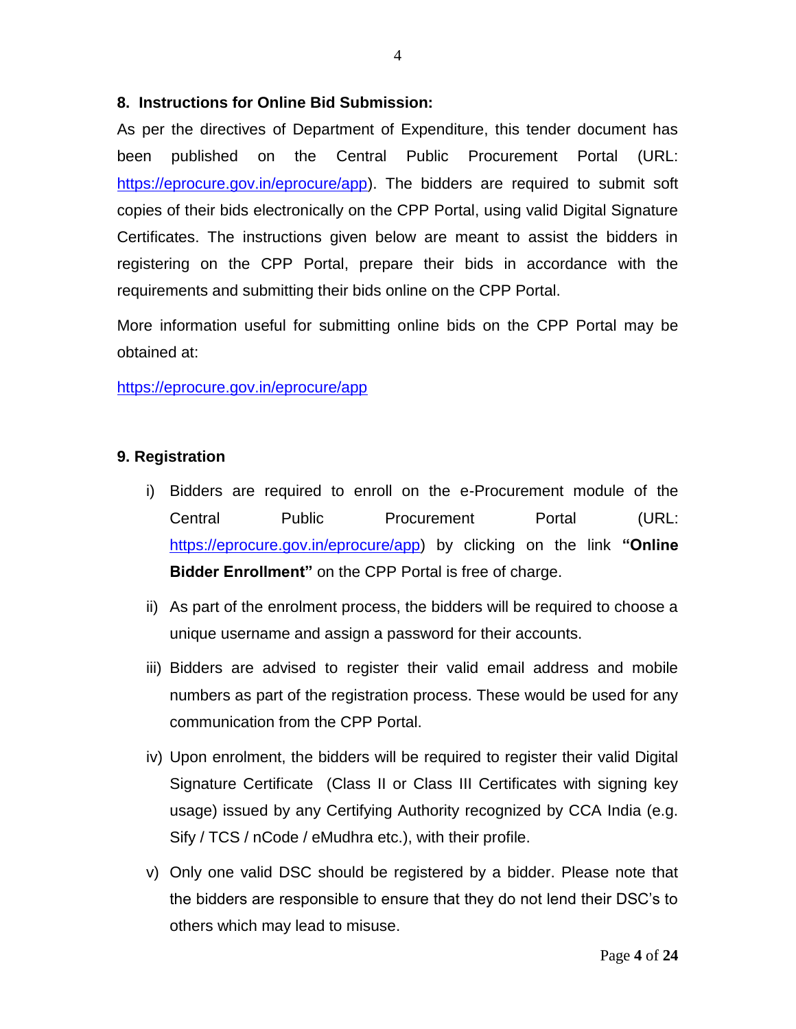## 8. Instructions for Online Bid Submission:

As per the directives of Department of Expenditure, this tender document has been published on the Central Public Procurement Portal (URL: https://eprocure.gov.in/eprocure/app). The bidders are required to submit soft copies of their bids electronically on the CPP Portal, using valid Digital Signature Certificates. The instructions given below are meant to assist the bidders in registering on the CPP Portal, prepare their bids in accordance with the requirements and submitting their bids online on the CPP Portal.

More information useful for submitting online bids on the CPP Portal may be obtained at:

https://eprocure.gov.in/eprocure/app

## 9. Registration

i) Bidders are required to enroll on the e-Procurement module of the Central Public Procurement Portal (URL: https://eprocure.gov.in/eprocure/app) by clicking on the link **"Online Bidder Enrollment"** on the CPP Portal is free of charge.

ii) As part of the enrolment process, the bidders will be required to choose a unique username and assign a password for their accounts.

iii) Bidders are advised to register their valid email address and mobile numbers as part of the registration process. These would be used for any communication from the CPP Portal.

iv) Upon enrolment, the bidders will be required to register their valid Digital Signature Certificate (Class II or Class III Certificates with signing key usage) issued by any Certifying Authority recognized by CCA India (e.g. Sify / TCS / nCode / eMudhra etc.), with their profile.

v) Only one valid DSC should be registered by a bidder. Please note that the bidders are responsible to ensure that they do not lend their DSC's to others which may lead to misuse.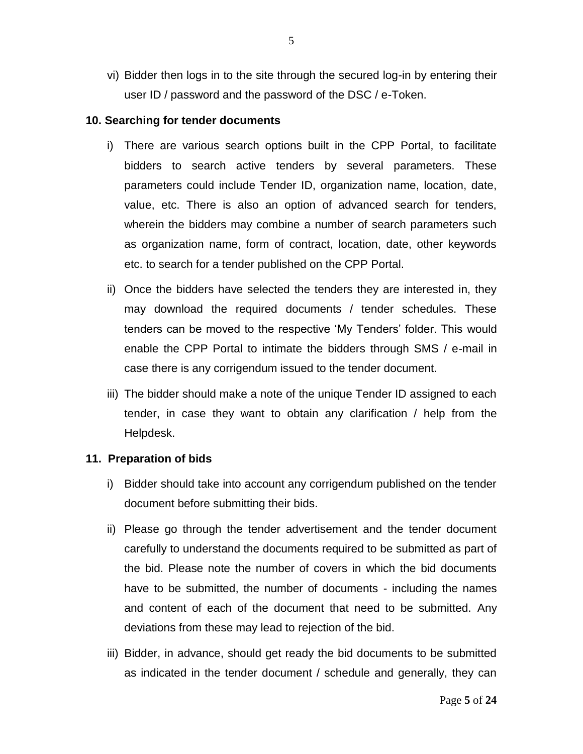vi) Bidder then logs in to the site through the secured log-in by entering their user ID / password and the password of the DSC / e-Token.

**10. Searching for tender documents**

i) There are various search options built in the CPP Portal, to facilitate bidders to search active tenders by several parameters. These parameters could include Tender ID, organization name, location, date, value, etc. There is also an option of advanced search for tenders, wherein the bidders may combine a number of search parameters such as organization name, form of contract, location, date, other keywords etc. to search for a tender published on the CPP Portal.

ii) Once the bidders have selected the tenders they are interested in, they may download the required documents / tender schedules. These tenders can be moved to the respective 'My Tenders' folder. This would enable the CPP Portal to intimate the bidders through SMS / e-mail in case there is any corrigendum issued to the tender document.

iii) The bidder should make a note of the unique Tender ID assigned to each tender, in case they want to obtain any clarification / help from the Helpdesk.

**11. Preparation of bids**

i) Bidder should take into account any corrigendum published on the tender document before submitting their bids.

ii) Please go through the tender advertisement and the tender document carefully to understand the documents required to be submitted as part of the bid. Please note the number of covers in which the bid documents have to be submitted, the number of documents - including the names and content of each of the document that need to be submitted. Any deviations from these may lead to rejection of the bid.

iii) Bidder, in advance, should get ready the bid documents to be submitted as indicated in the tender document / schedule and generally, they can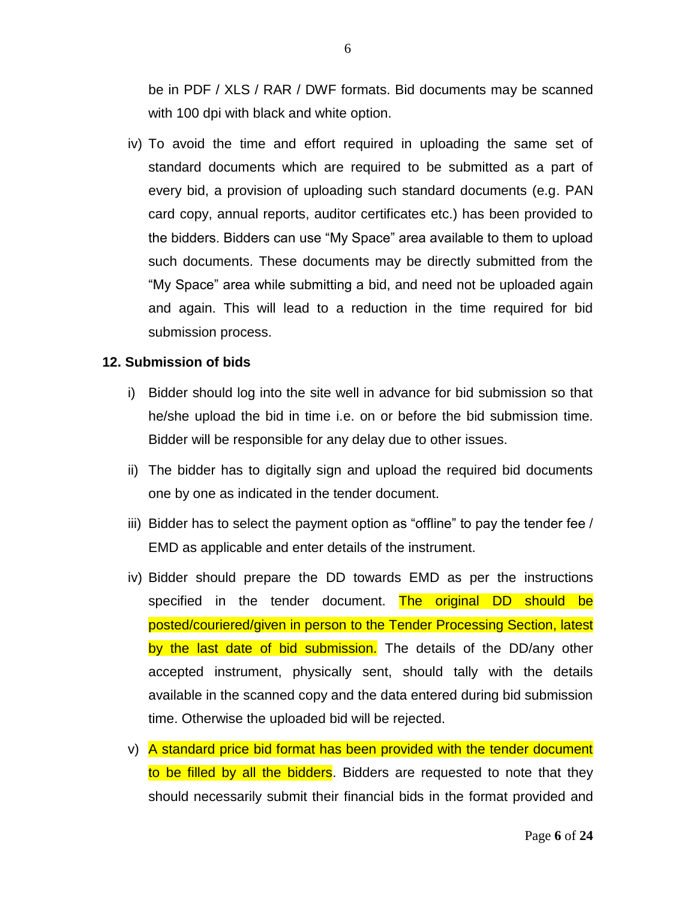be in PDF / XLS / RAR / DWF formats. Bid documents may be scanned with 100 dpi with black and white option.

iv) To avoid the time and effort required in uploading the same set of standard documents which are required to be submitted as a part of every bid, a provision of uploading such standard documents (e.g. PAN card copy, annual reports, auditor certificates etc.) has been provided to the bidders. Bidders can use "My Space" area available to them to upload such documents. These documents may be directly submitted from the "My Space" area while submitting a bid, and need not be uploaded again and again. This will lead to a reduction in the time required for bid submission process.

**12. Submission of bids**

i) Bidder should log into the site well in advance for bid submission so that he/she upload the bid in time i.e. on or before the bid submission time. Bidder will be responsible for any delay due to other issues.

ii) The bidder has to digitally sign and upload the required bid documents one by one as indicated in the tender document.

iii) Bidder has to select the payment option as "offline" to pay the tender fee / EMD as applicable and enter details of the instrument.

iv) Bidder should prepare the DD towards EMD as per the instructions specified in the tender document. The original DD should be posted/couriered/given in person to the Tender Processing Section, latest by the last date of bid submission. The details of the DD/any other accepted instrument, physically sent, should tally with the details available in the scanned copy and the data entered during bid submission time. Otherwise the uploaded bid will be rejected.

v) A standard price bid format has been provided with the tender document to be filled by all the bidders. Bidders are requested to note that they should necessarily submit their financial bids in the format provided and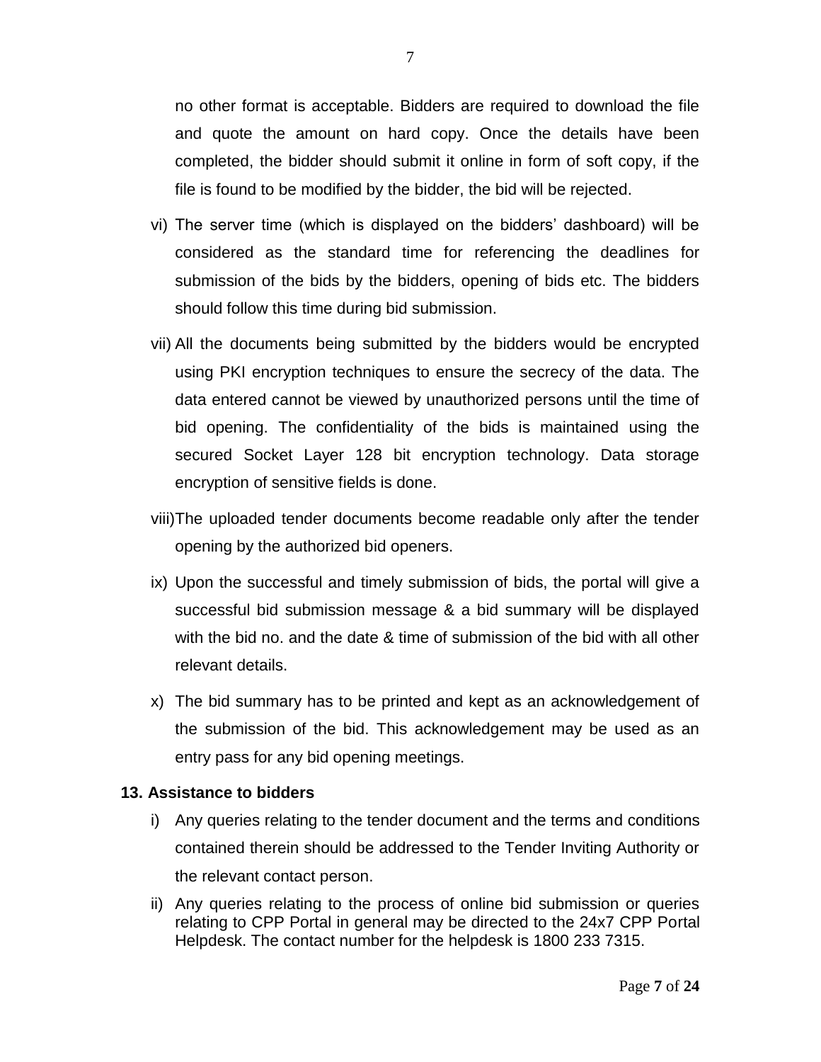no other format is acceptable. Bidders are required to download the file and quote the amount on hard copy. Once the details have been completed, the bidder should submit it online in form of soft copy, if the file is found to be modified by the bidder, the bid will be rejected.

vi) The server time (which is displayed on the bidders' dashboard) will be considered as the standard time for referencing the deadlines for submission of the bids by the bidders, opening of bids etc. The bidders should follow this time during bid submission.

vii) All the documents being submitted by the bidders would be encrypted using PKI encryption techniques to ensure the secrecy of the data. The data entered cannot be viewed by unauthorized persons until the time of bid opening. The confidentiality of the bids is maintained using the secured Socket Layer 128 bit encryption technology. Data storage encryption of sensitive fields is done.

viii) The uploaded tender documents become readable only after the tender opening by the authorized bid openers.

ix) Upon the successful and timely submission of bids, the portal will give a successful bid submission message & a bid summary will be displayed with the bid no. and the date & time of submission of the bid with all other relevant details.

x) The bid summary has to be printed and kept as an acknowledgement of the submission of the bid. This acknowledgement may be used as an entry pass for any bid opening meetings.

**13. Assistance to bidders**

i) Any queries relating to the tender document and the terms and conditions contained therein should be addressed to the Tender Inviting Authority or the relevant contact person.

ii) Any queries relating to the process of online bid submission or queries relating to CPP Portal in general may be directed to the 24x7 CPP Portal Helpdesk. The contact number for the helpdesk is 1800 233 7315.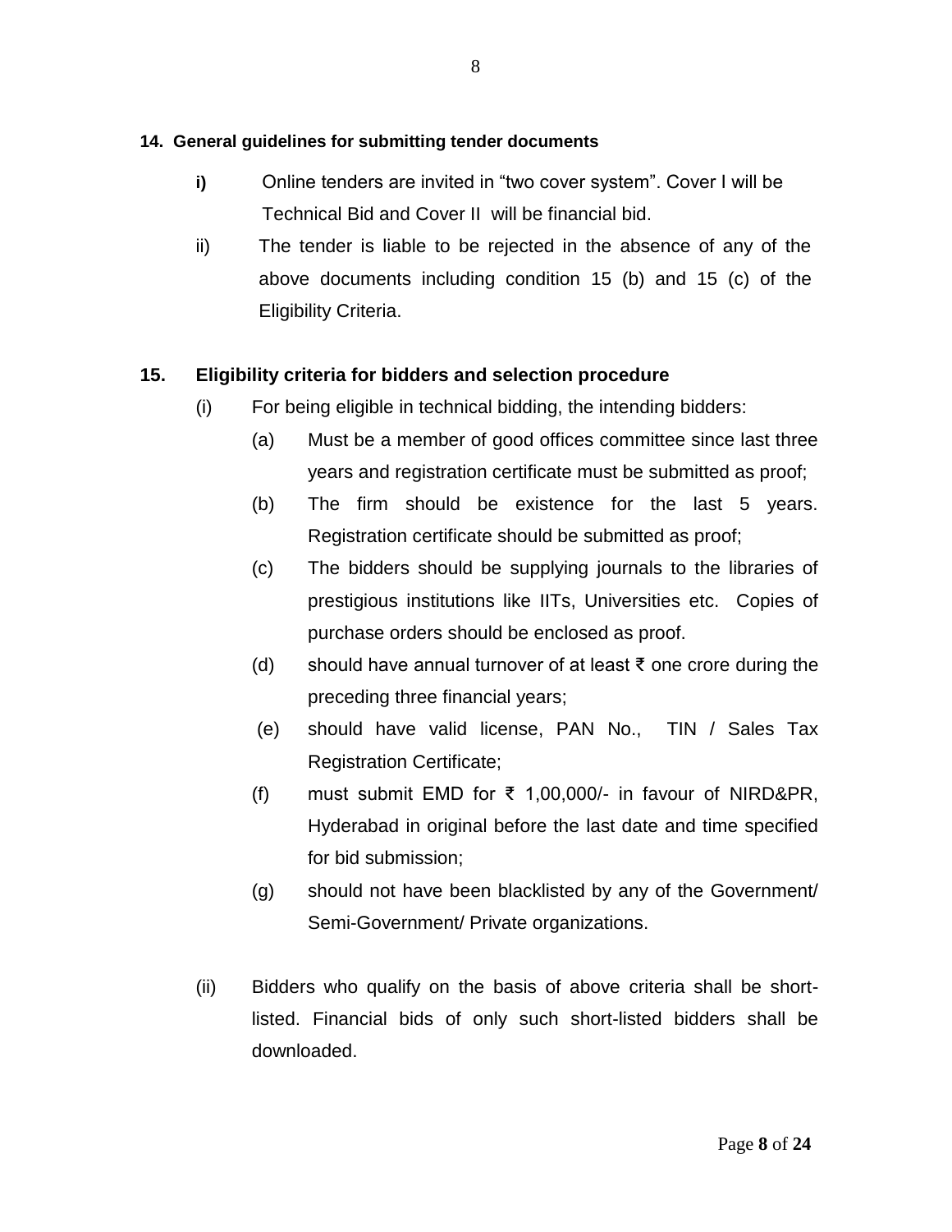**14. General guidelines for submitting tender documents**

- **i)** Online tenders are invited in "two cover system". Cover I will be Technical Bid and Cover II will be financial bid.
- ii) The tender is liable to be rejected in the absence of any of the above documents including condition 15 (b) and 15 (c) of the Eligibility Criteria.

**15. Eligibility criteria for bidders and selection procedure**

(i) For being eligible in technical bidding, the intending bidders:

- (a) Must be a member of good offices committee since last three years and registration certificate must be submitted as proof;
- (b) The firm should be existence for the last 5 years. Registration certificate should be submitted as proof;
- (c) The bidders should be supplying journals to the libraries of prestigious institutions like IITs, Universities etc. Copies of purchase orders should be enclosed as proof.
- (d) should have annual turnover of at least ₹ one crore during the preceding three financial years;
- (e) should have valid license, PAN No., TIN / Sales Tax Registration Certificate;
- (f) must submit EMD for ₹ 1,00,000/- in favour of NIRD&PR, Hyderabad in original before the last date and time specified for bid submission;
- (g) should not have been blacklisted by any of the Government/ Semi-Government/ Private organizations.

(ii) Bidders who qualify on the basis of above criteria shall be short-listed. Financial bids of only such short-listed bidders shall be downloaded.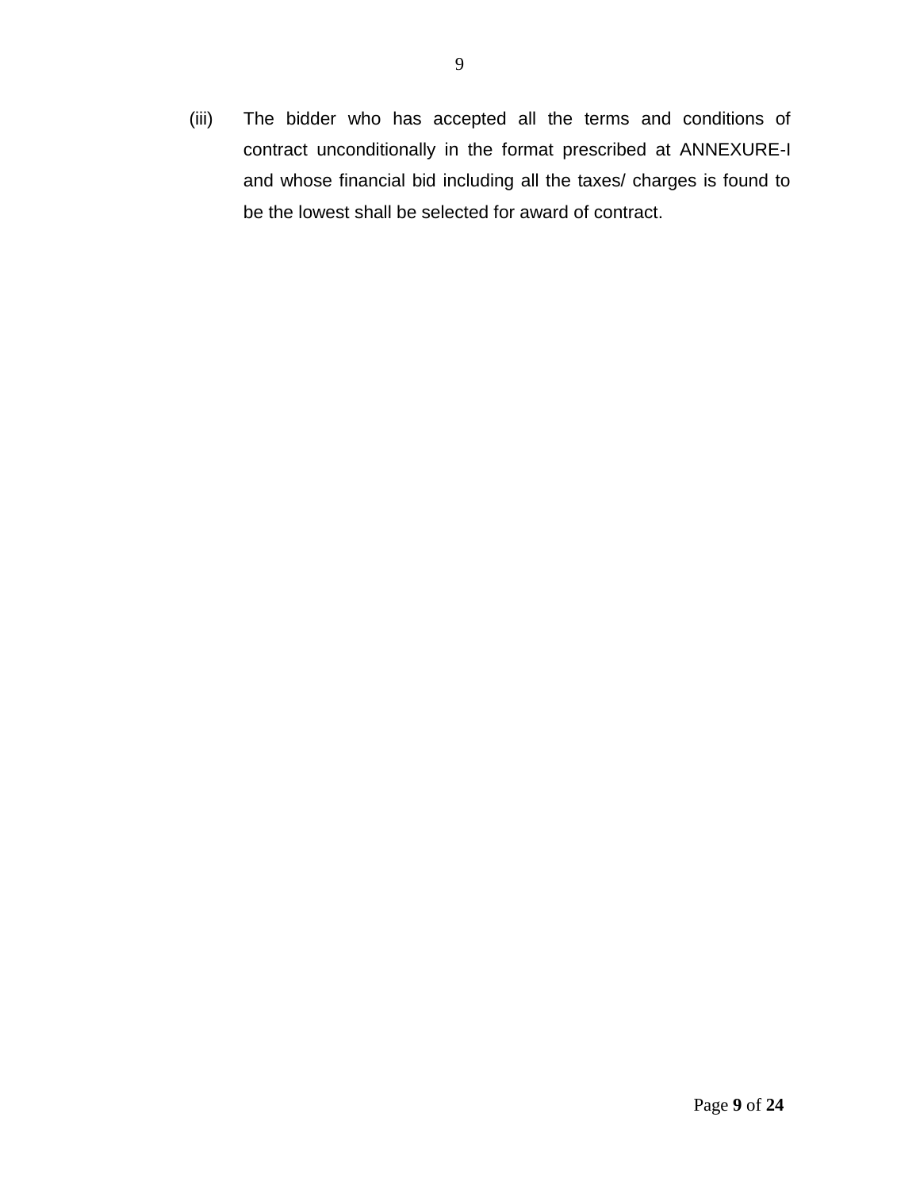(iii) The bidder who has accepted all the terms and conditions of contract unconditionally in the format prescribed at ANNEXURE-I and whose financial bid including all the taxes/ charges is found to be the lowest shall be selected for award of contract.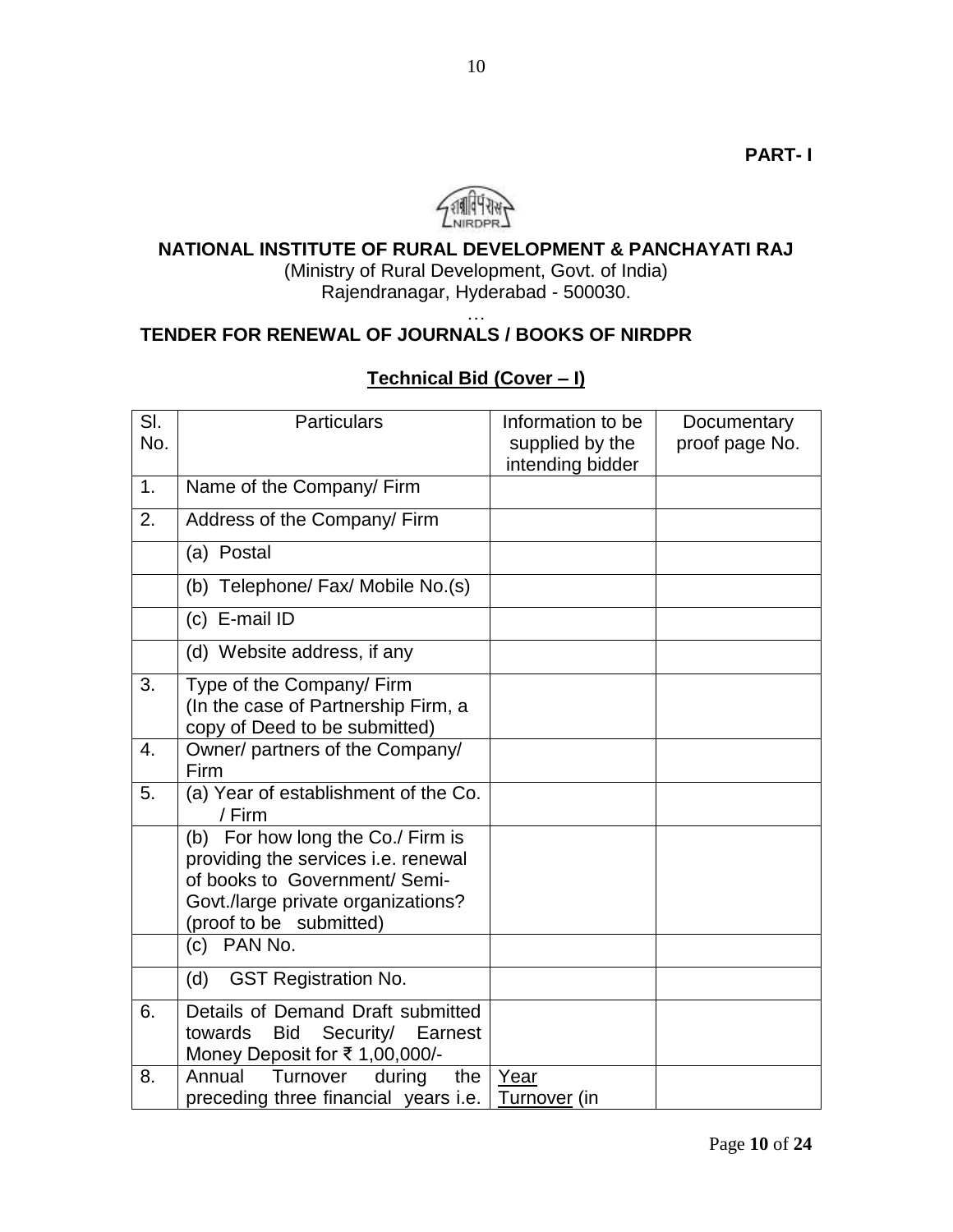**PART- I**

**NATIONAL INSTITUTE OF RURAL DEVELOPMENT & PANCHAYATI RAJ**

(Ministry of Rural Development, Govt. of India)
Rajendranagar, Hyderabad - 500030.

…

**TENDER FOR RENEWAL OF JOURNALS / BOOKS OF NIRDPR**

**Technical Bid (Cover – I)**

| Sl. No. | Particulars | Information to be supplied by the intending bidder | Documentary proof page No. |
|---|---|---|---|
| 1. | Name of the Company/ Firm | | |
| 2. | Address of the Company/ Firm | | |
| | (a) Postal | | |
| | (b) Telephone/ Fax/ Mobile No.(s) | | |
| | (c) E-mail ID | | |
| | (d) Website address, if any | | |
| 3. | Type of the Company/ Firm (In the case of Partnership Firm, a copy of Deed to be submitted) | | |
| 4. | Owner/ partners of the Company/ Firm | | |
| 5. | (a) Year of establishment of the Co. / Firm | | |
| | (b) For how long the Co./ Firm is providing the services i.e. renewal of books to Government/ Semi-Govt./large private organizations? (proof to be submitted) | | |
| | (c) PAN No. | | |
| | (d) GST Registration No. | | |
| 6. | Details of Demand Draft submitted towards Bid Security/ Earnest Money Deposit for ₹ 1,00,000/- | | |
| 8. | Annual Turnover during the preceding three financial years i.e. | Year Turnover (in | |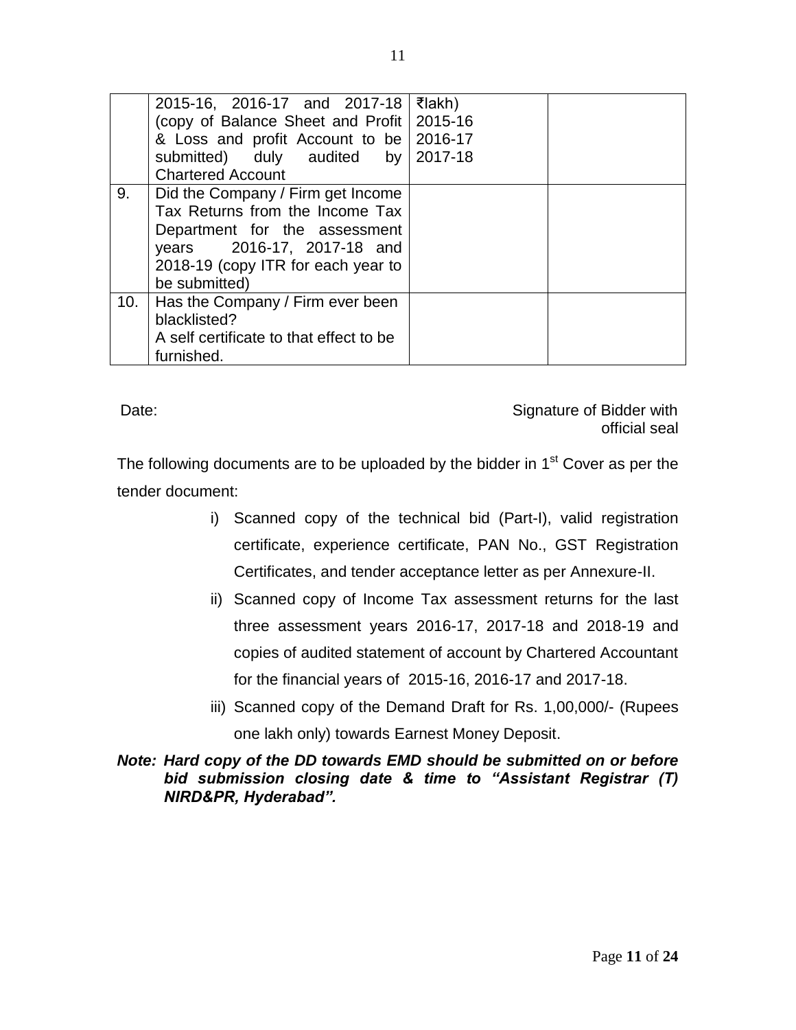| | | | |
|---|---|---|---|
| | 2015-16, 2016-17 and 2017-18 (copy of Balance Sheet and Profit & Loss and profit Account to be submitted) duly audited by Chartered Account | ₹lakh)<br>2015-16<br>2016-17<br>2017-18 | |
| 9. | Did the Company / Firm get Income Tax Returns from the Income Tax Department for the assessment years 2016-17, 2017-18 and 2018-19 (copy ITR for each year to be submitted) | | |
| 10. | Has the Company / Firm ever been blacklisted?<br>A self certificate to that effect to be furnished. | | |

Date: Signature of Bidder with official seal

The following documents are to be uploaded by the bidder in 1st Cover as per the tender document:

i) Scanned copy of the technical bid (Part-I), valid registration certificate, experience certificate, PAN No., GST Registration Certificates, and tender acceptance letter as per Annexure-II.

ii) Scanned copy of Income Tax assessment returns for the last three assessment years 2016-17, 2017-18 and 2018-19 and copies of audited statement of account by Chartered Accountant for the financial years of 2015-16, 2016-17 and 2017-18.

iii) Scanned copy of the Demand Draft for Rs. 1,00,000/- (Rupees one lakh only) towards Earnest Money Deposit.

***Note: Hard copy of the DD towards EMD should be submitted on or before bid submission closing date & time to "Assistant Registrar (T) NIRD&PR, Hyderabad".***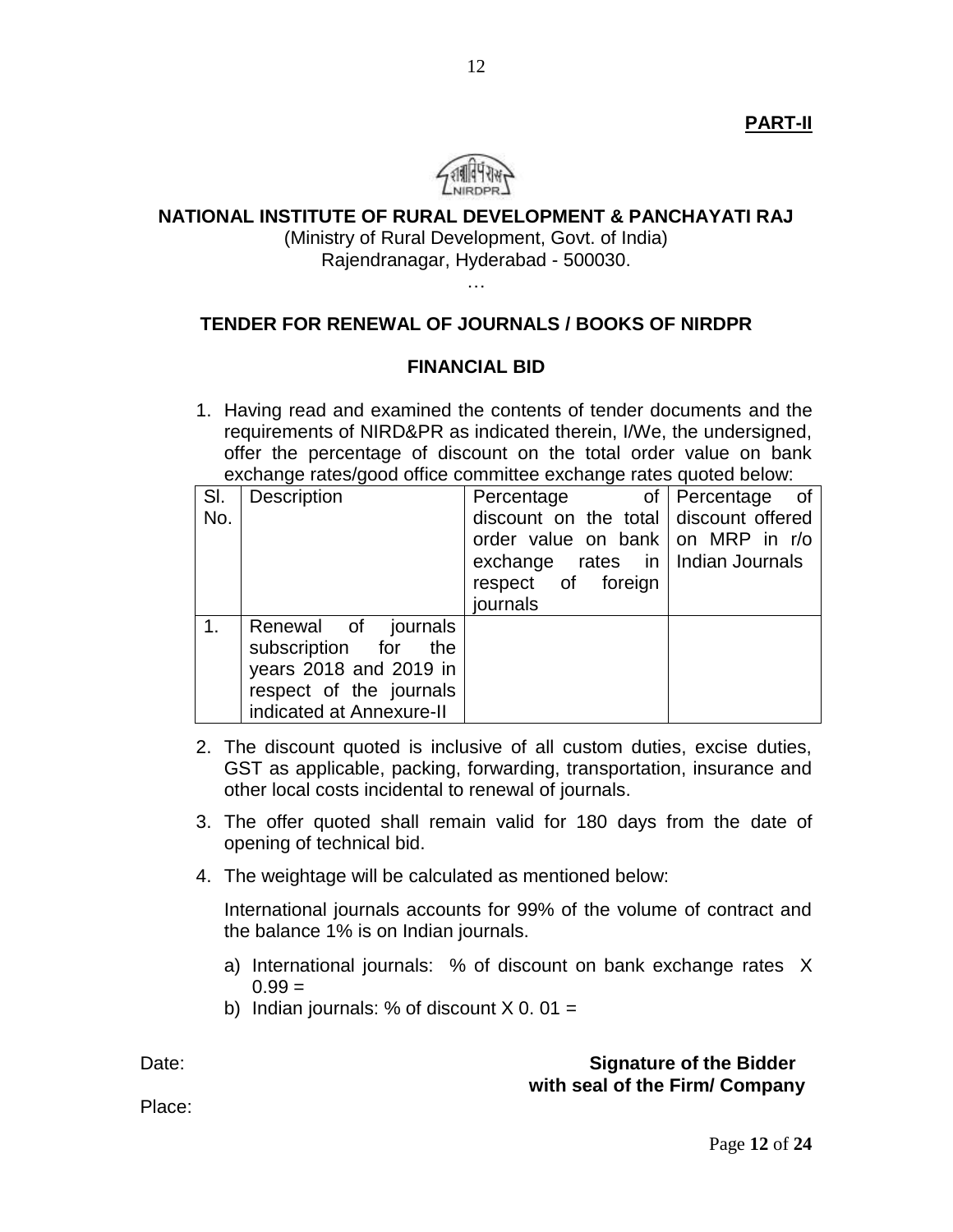**PART-II**

**NATIONAL INSTITUTE OF RURAL DEVELOPMENT & PANCHAYATI RAJ**

(Ministry of Rural Development, Govt. of India)
Rajendranagar, Hyderabad - 500030.

…

## TENDER FOR RENEWAL OF JOURNALS / BOOKS OF NIRDPR

### FINANCIAL BID

1. Having read and examined the contents of tender documents and the requirements of NIRD&PR as indicated therein, I/We, the undersigned, offer the percentage of discount on the total order value on bank exchange rates/good office committee exchange rates quoted below:

| Sl. No. | Description | Percentage of discount on the total order value on bank exchange rates in respect of foreign journals | Percentage of discount offered on MRP in r/o Indian Journals |
|---|---|---|---|
| 1. | Renewal of journals subscription for the years 2018 and 2019 in respect of the journals indicated at Annexure-II | | |

2. The discount quoted is inclusive of all custom duties, excise duties, GST as applicable, packing, forwarding, transportation, insurance and other local costs incidental to renewal of journals.
3. The offer quoted shall remain valid for 180 days from the date of opening of technical bid.
4. The weightage will be calculated as mentioned below:

   International journals accounts for 99% of the volume of contract and the balance 1% is on Indian journals.

   a) International journals: % of discount on bank exchange rates X 0.99 =
   b) Indian journals: % of discount X 0. 01 =

Date:

**Signature of the Bidder with seal of the Firm/ Company**

Place: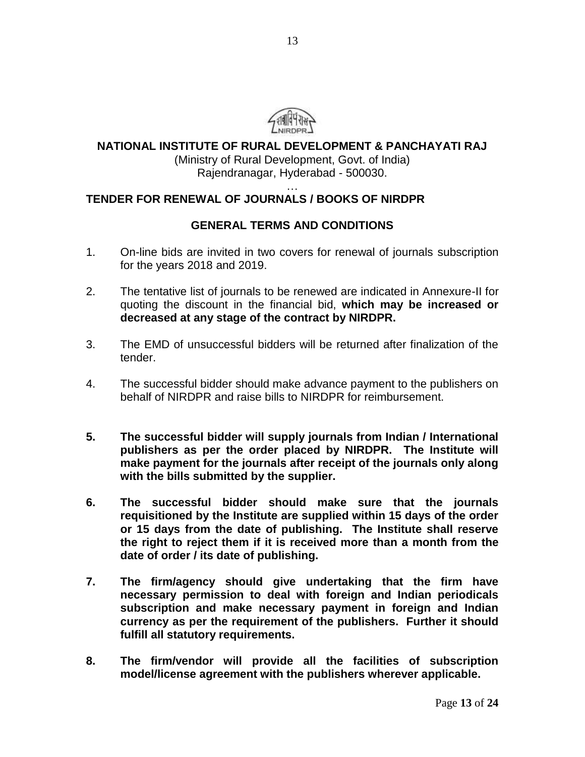**NATIONAL INSTITUTE OF RURAL DEVELOPMENT & PANCHAYATI RAJ**

(Ministry of Rural Development, Govt. of India)
Rajendranagar, Hyderabad - 500030.

…

**TENDER FOR RENEWAL OF JOURNALS / BOOKS OF NIRDPR**

**GENERAL TERMS AND CONDITIONS**

1. On-line bids are invited in two covers for renewal of journals subscription for the years 2018 and 2019.

2. The tentative list of journals to be renewed are indicated in Annexure-II for quoting the discount in the financial bid, **which may be increased or decreased at any stage of the contract by NIRDPR.**

3. The EMD of unsuccessful bidders will be returned after finalization of the tender.

4. The successful bidder should make advance payment to the publishers on behalf of NIRDPR and raise bills to NIRDPR for reimbursement.

5. **The successful bidder will supply journals from Indian / International publishers as per the order placed by NIRDPR. The Institute will make payment for the journals after receipt of the journals only along with the bills submitted by the supplier.**

6. **The successful bidder should make sure that the journals requisitioned by the Institute are supplied within 15 days of the order or 15 days from the date of publishing. The Institute shall reserve the right to reject them if it is received more than a month from the date of order / its date of publishing.**

7. **The firm/agency should give undertaking that the firm have necessary permission to deal with foreign and Indian periodicals subscription and make necessary payment in foreign and Indian currency as per the requirement of the publishers. Further it should fulfill all statutory requirements.**

8. **The firm/vendor will provide all the facilities of subscription model/license agreement with the publishers wherever applicable.**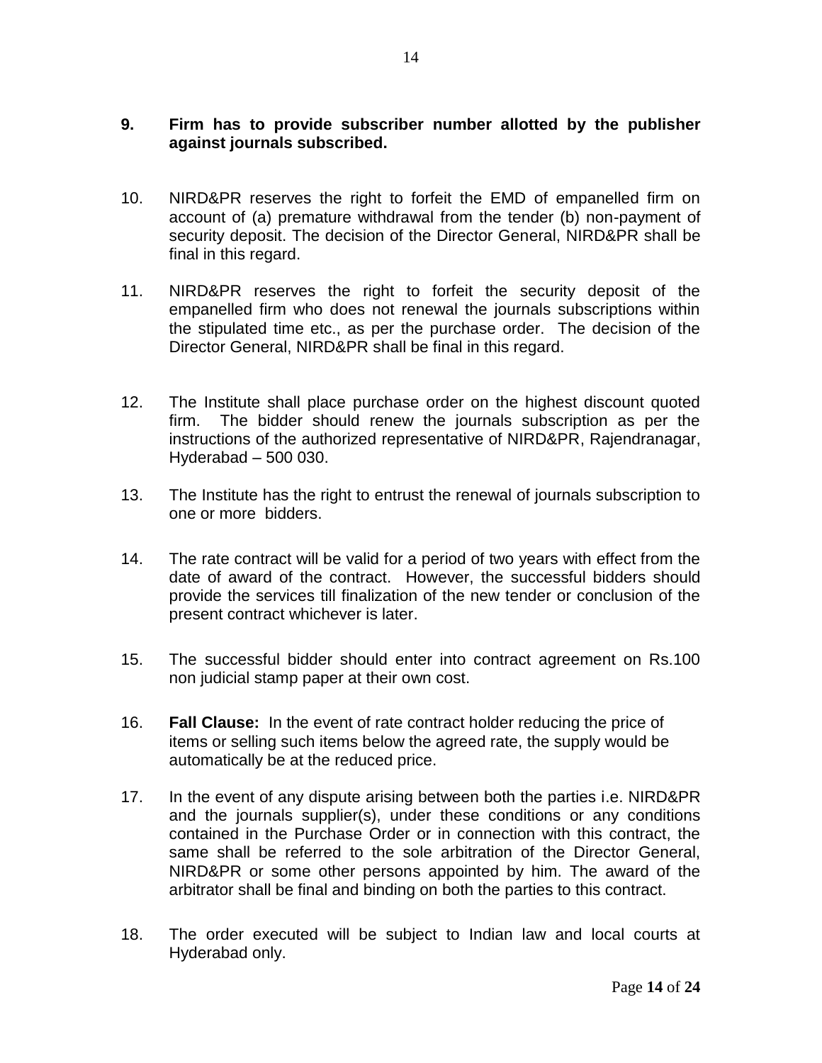**9. Firm has to provide subscriber number allotted by the publisher against journals subscribed.**

10. NIRD&PR reserves the right to forfeit the EMD of empanelled firm on account of (a) premature withdrawal from the tender (b) non-payment of security deposit. The decision of the Director General, NIRD&PR shall be final in this regard.

11. NIRD&PR reserves the right to forfeit the security deposit of the empanelled firm who does not renewal the journals subscriptions within the stipulated time etc., as per the purchase order. The decision of the Director General, NIRD&PR shall be final in this regard.

12. The Institute shall place purchase order on the highest discount quoted firm. The bidder should renew the journals subscription as per the instructions of the authorized representative of NIRD&PR, Rajendranagar, Hyderabad – 500 030.

13. The Institute has the right to entrust the renewal of journals subscription to one or more bidders.

14. The rate contract will be valid for a period of two years with effect from the date of award of the contract. However, the successful bidders should provide the services till finalization of the new tender or conclusion of the present contract whichever is later.

15. The successful bidder should enter into contract agreement on Rs.100 non judicial stamp paper at their own cost.

16. **Fall Clause:** In the event of rate contract holder reducing the price of items or selling such items below the agreed rate, the supply would be automatically be at the reduced price.

17. In the event of any dispute arising between both the parties i.e. NIRD&PR and the journals supplier(s), under these conditions or any conditions contained in the Purchase Order or in connection with this contract, the same shall be referred to the sole arbitration of the Director General, NIRD&PR or some other persons appointed by him. The award of the arbitrator shall be final and binding on both the parties to this contract.

18. The order executed will be subject to Indian law and local courts at Hyderabad only.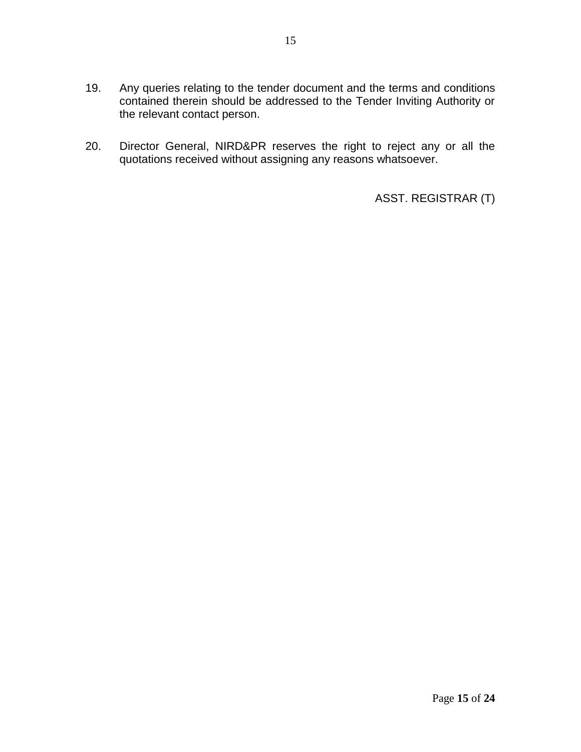19. Any queries relating to the tender document and the terms and conditions contained therein should be addressed to the Tender Inviting Authority or the relevant contact person.

20. Director General, NIRD&PR reserves the right to reject any or all the quotations received without assigning any reasons whatsoever.

ASST. REGISTRAR (T)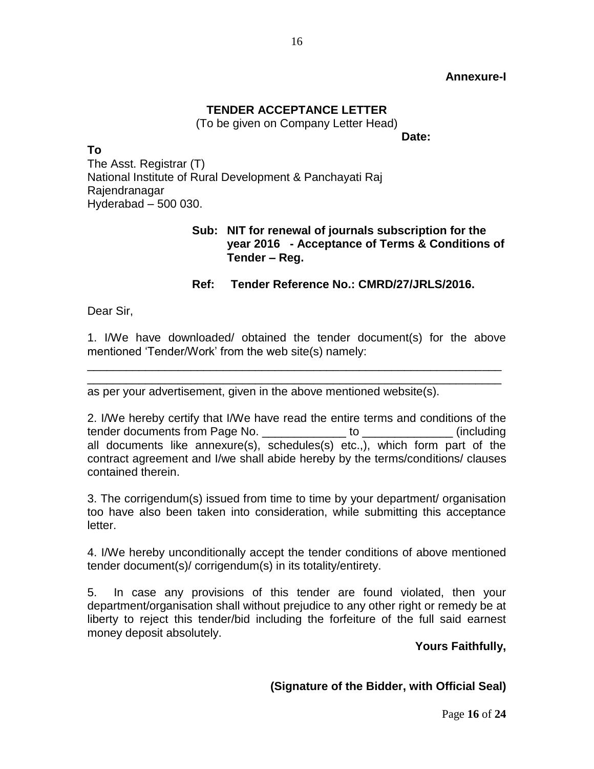**Annexure-I**

# TENDER ACCEPTANCE LETTER

(To be given on Company Letter Head)

**Date:**

**To**

The Asst. Registrar (T)
National Institute of Rural Development & Panchayati Raj
Rajendranagar
Hyderabad – 500 030.

**Sub: NIT for renewal of journals subscription for the year 2016 - Acceptance of Terms & Conditions of Tender – Reg.**

**Ref: Tender Reference No.: CMRD/27/JRLS/2016.**

Dear Sir,

1. I/We have downloaded/ obtained the tender document(s) for the above mentioned 'Tender/Work' from the web site(s) namely:

___________________________________________________________________
___________________________________________________________________
as per your advertisement, given in the above mentioned website(s).

2. I/We hereby certify that I/We have read the entire terms and conditions of the tender documents from Page No. _____________ to ______________ (including all documents like annexure(s), schedules(s) etc.,), which form part of the contract agreement and I/we shall abide hereby by the terms/conditions/ clauses contained therein.

3. The corrigendum(s) issued from time to time by your department/ organisation too have also been taken into consideration, while submitting this acceptance letter.

4. I/We hereby unconditionally accept the tender conditions of above mentioned tender document(s)/ corrigendum(s) in its totality/entirety.

5. In case any provisions of this tender are found violated, then your department/organisation shall without prejudice to any other right or remedy be at liberty to reject this tender/bid including the forfeiture of the full said earnest money deposit absolutely.

**Yours Faithfully,**

**(Signature of the Bidder, with Official Seal)**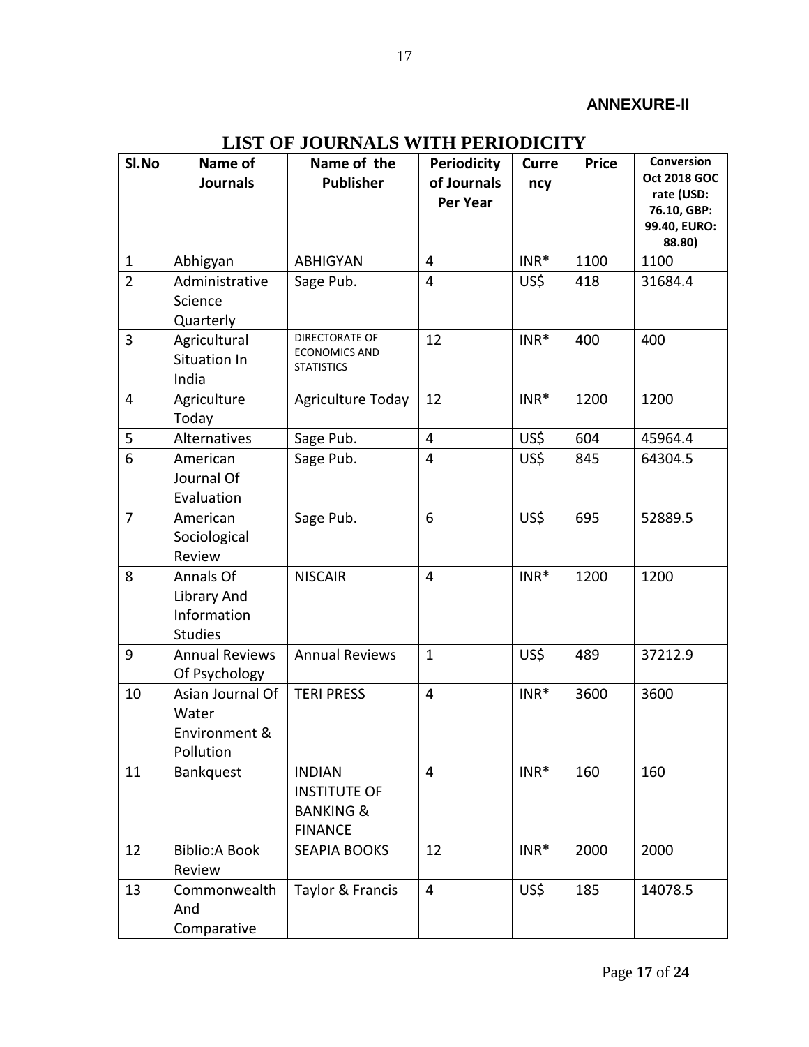**ANNEXURE-II**

# LIST OF JOURNALS WITH PERIODICITY

| Sl.No | Name of Journals | Name of the Publisher | Periodicity of Journals Per Year | Currency | Price | Conversion Oct 2018 GOC rate (USD: 76.10, GBP: 99.40, EURO: 88.80) |
|---|---|---|---|---|---|---|
| 1 | Abhigyan | ABHIGYAN | 4 | INR* | 1100 | 1100 |
| 2 | Administrative Science Quarterly | Sage Pub. | 4 | US$ | 418 | 31684.4 |
| 3 | Agricultural Situation In India | DIRECTORATE OF ECONOMICS AND STATISTICS | 12 | INR* | 400 | 400 |
| 4 | Agriculture Today | Agriculture Today | 12 | INR* | 1200 | 1200 |
| 5 | Alternatives | Sage Pub. | 4 | US$ | 604 | 45964.4 |
| 6 | American Journal Of Evaluation | Sage Pub. | 4 | US$ | 845 | 64304.5 |
| 7 | American Sociological Review | Sage Pub. | 6 | US$ | 695 | 52889.5 |
| 8 | Annals Of Library And Information Studies | NISCAIR | 4 | INR* | 1200 | 1200 |
| 9 | Annual Reviews Of Psychology | Annual Reviews | 1 | US$ | 489 | 37212.9 |
| 10 | Asian Journal Of Water Environment & Pollution | TERI PRESS | 4 | INR* | 3600 | 3600 |
| 11 | Bankquest | INDIAN INSTITUTE OF BANKING & FINANCE | 4 | INR* | 160 | 160 |
| 12 | Biblio:A Book Review | SEAPIA BOOKS | 12 | INR* | 2000 | 2000 |
| 13 | Commonwealth And Comparative | Taylor & Francis | 4 | US$ | 185 | 14078.5 |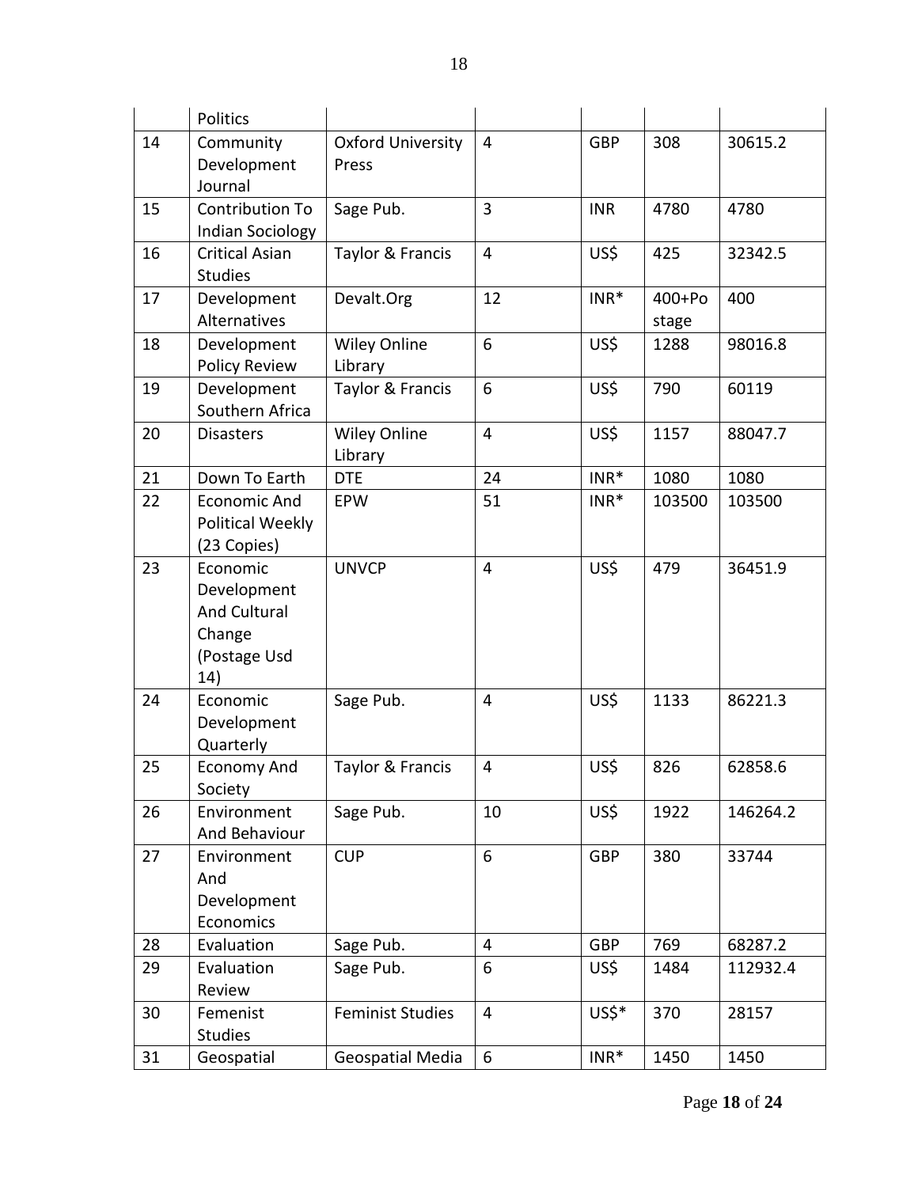|  | Politics |  |  |  |  |  |
|---|---|---|---|---|---|---|
| 14 | Community Development Journal | Oxford University Press | 4 | GBP | 308 | 30615.2 |
| 15 | Contribution To Indian Sociology | Sage Pub. | 3 | INR | 4780 | 4780 |
| 16 | Critical Asian Studies | Taylor & Francis | 4 | US$ | 425 | 32342.5 |
| 17 | Development Alternatives | Devalt.Org | 12 | INR* | 400+Postage | 400 |
| 18 | Development Policy Review | Wiley Online Library | 6 | US$ | 1288 | 98016.8 |
| 19 | Development Southern Africa | Taylor & Francis | 6 | US$ | 790 | 60119 |
| 20 | Disasters | Wiley Online Library | 4 | US$ | 1157 | 88047.7 |
| 21 | Down To Earth | DTE | 24 | INR* | 1080 | 1080 |
| 22 | Economic And Political Weekly (23 Copies) | EPW | 51 | INR* | 103500 | 103500 |
| 23 | Economic Development And Cultural Change (Postage Usd 14) | UNVCP | 4 | US$ | 479 | 36451.9 |
| 24 | Economic Development Quarterly | Sage Pub. | 4 | US$ | 1133 | 86221.3 |
| 25 | Economy And Society | Taylor & Francis | 4 | US$ | 826 | 62858.6 |
| 26 | Environment And Behaviour | Sage Pub. | 10 | US$ | 1922 | 146264.2 |
| 27 | Environment And Development Economics | CUP | 6 | GBP | 380 | 33744 |
| 28 | Evaluation | Sage Pub. | 4 | GBP | 769 | 68287.2 |
| 29 | Evaluation Review | Sage Pub. | 6 | US$ | 1484 | 112932.4 |
| 30 | Femenist Studies | Feminist Studies | 4 | US$* | 370 | 28157 |
| 31 | Geospatial | Geospatial Media | 6 | INR* | 1450 | 1450 |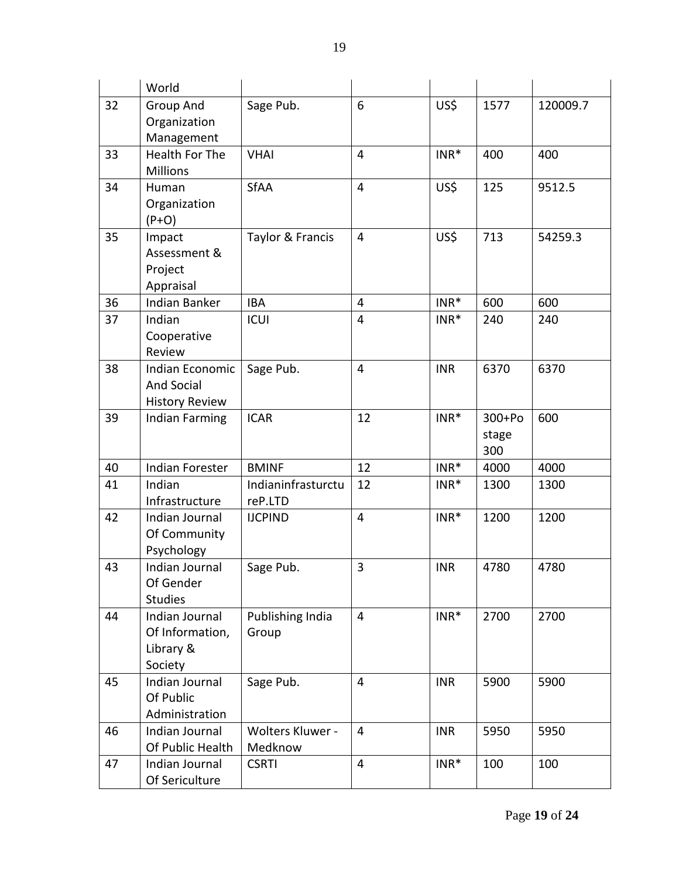|  | World |  |  |  |  |  |
|---|---|---|---|---|---|---|
| 32 | Group And Organization Management | Sage Pub. | 6 | US$ | 1577 | 120009.7 |
| 33 | Health For The Millions | VHAI | 4 | INR* | 400 | 400 |
| 34 | Human Organization (P+O) | SfAA | 4 | US$ | 125 | 9512.5 |
| 35 | Impact Assessment & Project Appraisal | Taylor & Francis | 4 | US$ | 713 | 54259.3 |
| 36 | Indian Banker | IBA | 4 | INR* | 600 | 600 |
| 37 | Indian Cooperative Review | ICUI | 4 | INR* | 240 | 240 |
| 38 | Indian Economic And Social History Review | Sage Pub. | 4 | INR | 6370 | 6370 |
| 39 | Indian Farming | ICAR | 12 | INR* | 300+Postage 300 | 600 |
| 40 | Indian Forester | BMINF | 12 | INR* | 4000 | 4000 |
| 41 | Indian Infrastructure | Indianinfrasturcture P.LTD | 12 | INR* | 1300 | 1300 |
| 42 | Indian Journal Of Community Psychology | IJCPIND | 4 | INR* | 1200 | 1200 |
| 43 | Indian Journal Of Gender Studies | Sage Pub. | 3 | INR | 4780 | 4780 |
| 44 | Indian Journal Of Information, Library & Society | Publishing India Group | 4 | INR* | 2700 | 2700 |
| 45 | Indian Journal Of Public Administration | Sage Pub. | 4 | INR | 5900 | 5900 |
| 46 | Indian Journal Of Public Health | Wolters Kluwer - Medknow | 4 | INR | 5950 | 5950 |
| 47 | Indian Journal Of Sericulture | CSRTI | 4 | INR* | 100 | 100 |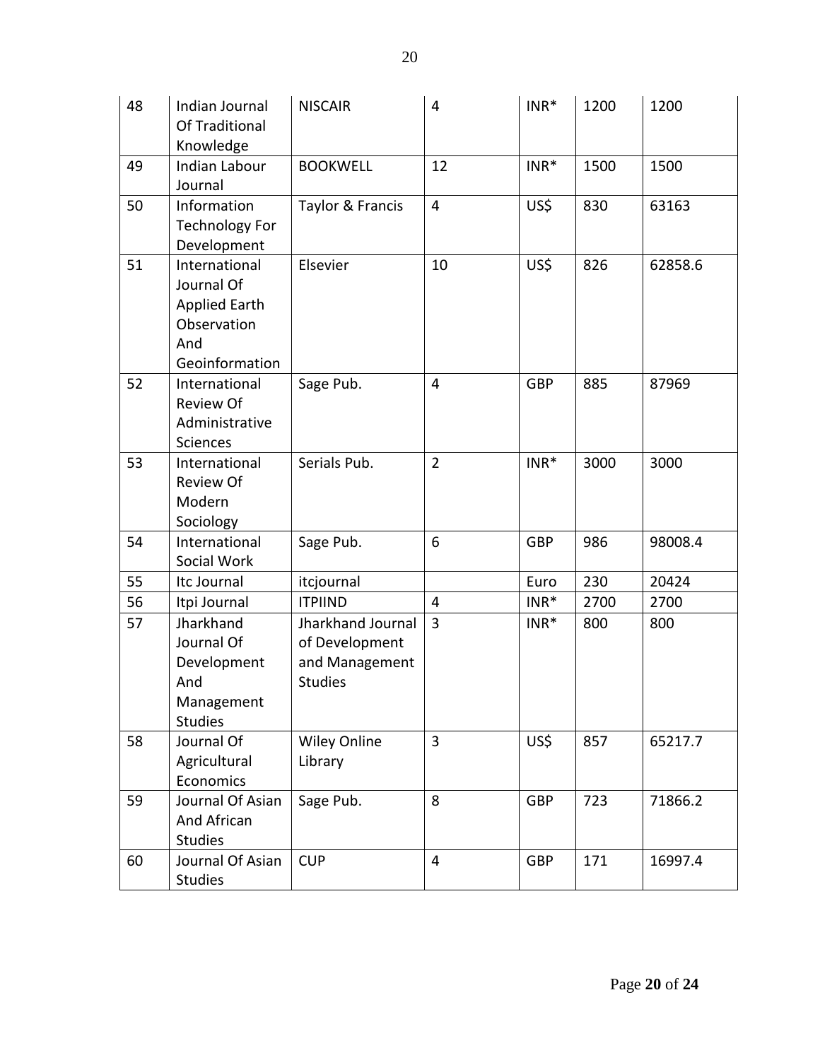| 48 | Indian Journal Of Traditional Knowledge | NISCAIR | 4 | INR* | 1200 | 1200 |
|---|---|---|---|---|---|---|
| 49 | Indian Labour Journal | BOOKWELL | 12 | INR* | 1500 | 1500 |
| 50 | Information Technology For Development | Taylor & Francis | 4 | US$ | 830 | 63163 |
| 51 | International Journal Of Applied Earth Observation And Geoinformation | Elsevier | 10 | US$ | 826 | 62858.6 |
| 52 | International Review Of Administrative Sciences | Sage Pub. | 4 | GBP | 885 | 87969 |
| 53 | International Review Of Modern Sociology | Serials Pub. | 2 | INR* | 3000 | 3000 |
| 54 | International Social Work | Sage Pub. | 6 | GBP | 986 | 98008.4 |
| 55 | Itc Journal | itcjournal | | Euro | 230 | 20424 |
| 56 | Itpi Journal | ITPIIND | 4 | INR* | 2700 | 2700 |
| 57 | Jharkhand Journal Of Development And Management Studies | Jharkhand Journal of Development and Management Studies | 3 | INR* | 800 | 800 |
| 58 | Journal Of Agricultural Economics | Wiley Online Library | 3 | US$ | 857 | 65217.7 |
| 59 | Journal Of Asian And African Studies | Sage Pub. | 8 | GBP | 723 | 71866.2 |
| 60 | Journal Of Asian Studies | CUP | 4 | GBP | 171 | 16997.4 |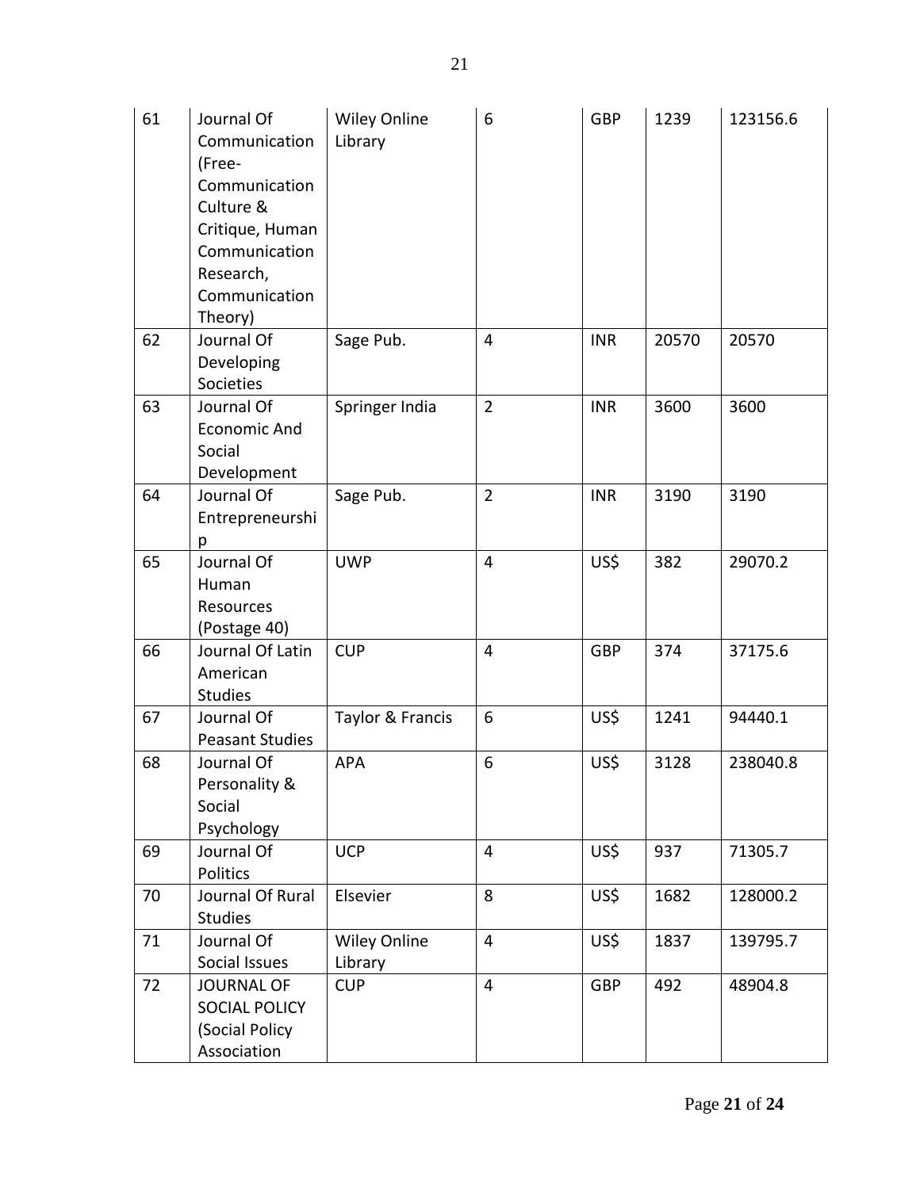| 61 | Journal Of Communication (Free-Communication Culture & Critique, Human Communication Research, Communication Theory) | Wiley Online Library | 6 | GBP | 1239 | 123156.6 |
|---|---|---|---|---|---|---|
| 62 | Journal Of Developing Societies | Sage Pub. | 4 | INR | 20570 | 20570 |
| 63 | Journal Of Economic And Social Development | Springer India | 2 | INR | 3600 | 3600 |
| 64 | Journal Of Entrepreneurship | Sage Pub. | 2 | INR | 3190 | 3190 |
| 65 | Journal Of Human Resources (Postage 40) | UWP | 4 | US$ | 382 | 29070.2 |
| 66 | Journal Of Latin American Studies | CUP | 4 | GBP | 374 | 37175.6 |
| 67 | Journal Of Peasant Studies | Taylor & Francis | 6 | US$ | 1241 | 94440.1 |
| 68 | Journal Of Personality & Social Psychology | APA | 6 | US$ | 3128 | 238040.8 |
| 69 | Journal Of Politics | UCP | 4 | US$ | 937 | 71305.7 |
| 70 | Journal Of Rural Studies | Elsevier | 8 | US$ | 1682 | 128000.2 |
| 71 | Journal Of Social Issues | Wiley Online Library | 4 | US$ | 1837 | 139795.7 |
| 72 | JOURNAL OF SOCIAL POLICY (Social Policy Association | CUP | 4 | GBP | 492 | 48904.8 |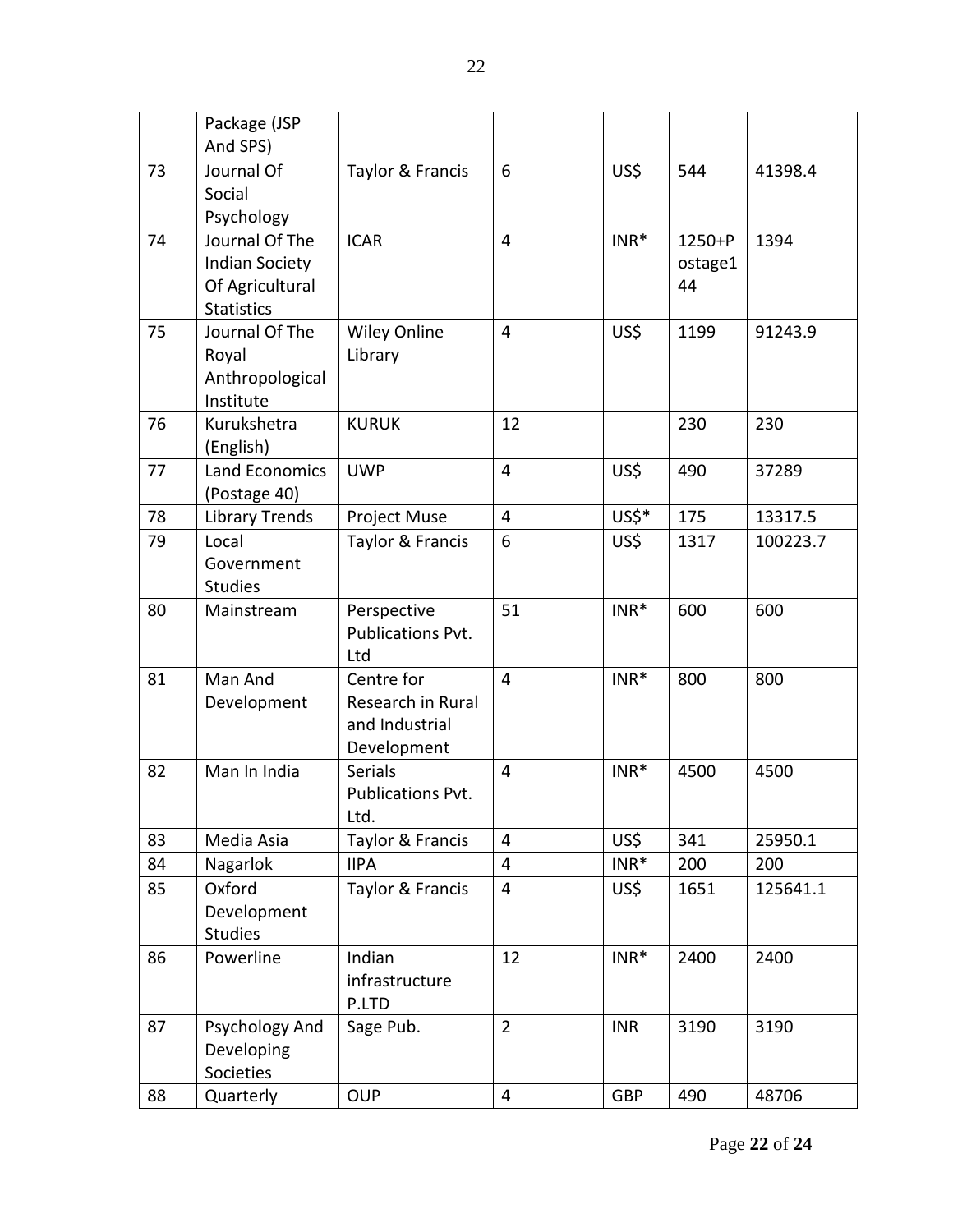| | Package (JSP And SPS) | | | | | |
|---|---|---|---|---|---|---|
| 73 | Journal Of Social Psychology | Taylor & Francis | 6 | US$ | 544 | 41398.4 |
| 74 | Journal Of The Indian Society Of Agricultural Statistics | ICAR | 4 | INR* | 1250+Postage144 | 1394 |
| 75 | Journal Of The Royal Anthropological Institute | Wiley Online Library | 4 | US$ | 1199 | 91243.9 |
| 76 | Kurukshetra (English) | KURUK | 12 | | 230 | 230 |
| 77 | Land Economics (Postage 40) | UWP | 4 | US$ | 490 | 37289 |
| 78 | Library Trends | Project Muse | 4 | US$* | 175 | 13317.5 |
| 79 | Local Government Studies | Taylor & Francis | 6 | US$ | 1317 | 100223.7 |
| 80 | Mainstream | Perspective Publications Pvt. Ltd | 51 | INR* | 600 | 600 |
| 81 | Man And Development | Centre for Research in Rural and Industrial Development | 4 | INR* | 800 | 800 |
| 82 | Man In India | Serials Publications Pvt. Ltd. | 4 | INR* | 4500 | 4500 |
| 83 | Media Asia | Taylor & Francis | 4 | US$ | 341 | 25950.1 |
| 84 | Nagarlok | IIPA | 4 | INR* | 200 | 200 |
| 85 | Oxford Development Studies | Taylor & Francis | 4 | US$ | 1651 | 125641.1 |
| 86 | Powerline | Indian infrastructure P.LTD | 12 | INR* | 2400 | 2400 |
| 87 | Psychology And Developing Societies | Sage Pub. | 2 | INR | 3190 | 3190 |
| 88 | Quarterly | OUP | 4 | GBP | 490 | 48706 |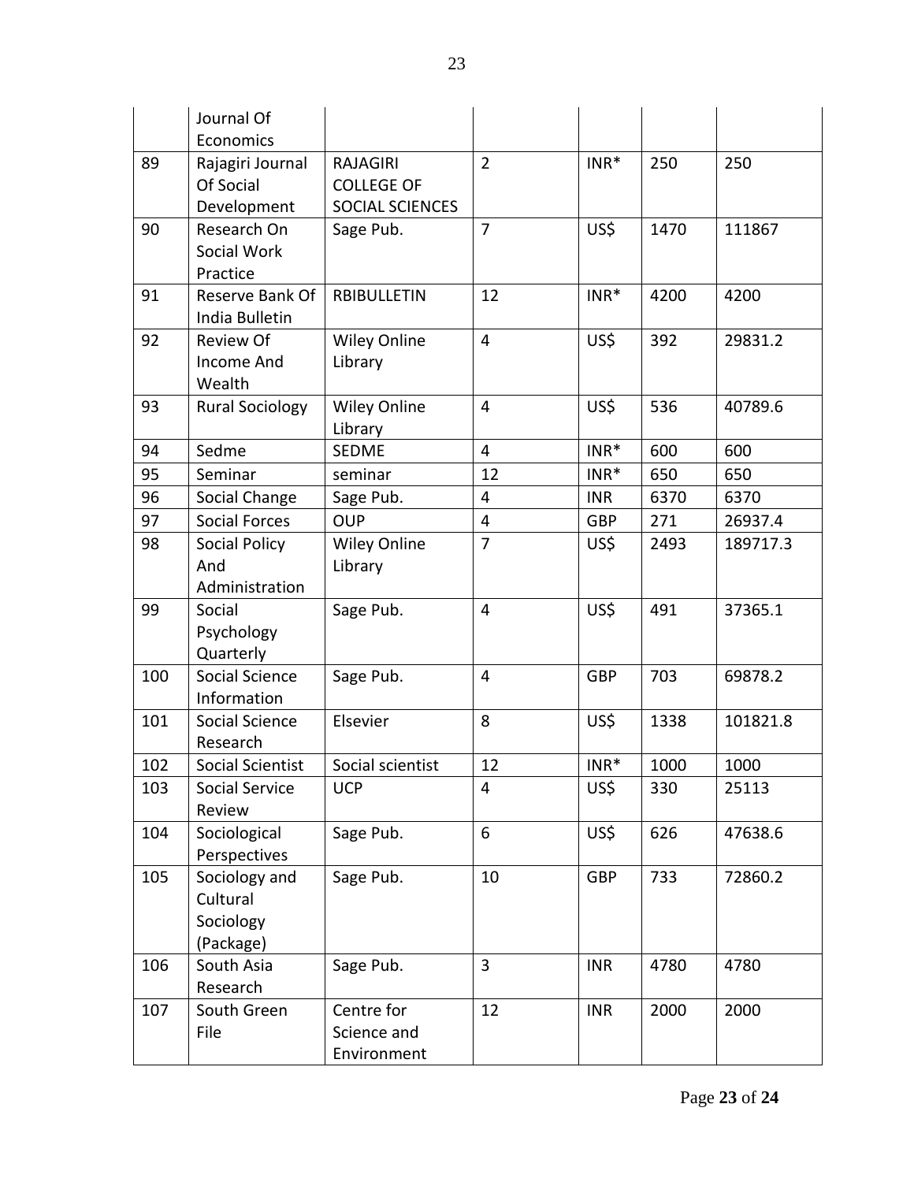| | Journal Of Economics | | | | | |
|---|---|---|---|---|---|---|
| 89 | Rajagiri Journal Of Social Development | RAJAGIRI COLLEGE OF SOCIAL SCIENCES | 2 | INR* | 250 | 250 |
| 90 | Research On Social Work Practice | Sage Pub. | 7 | US$ | 1470 | 111867 |
| 91 | Reserve Bank Of India Bulletin | RBIBULLETIN | 12 | INR* | 4200 | 4200 |
| 92 | Review Of Income And Wealth | Wiley Online Library | 4 | US$ | 392 | 29831.2 |
| 93 | Rural Sociology | Wiley Online Library | 4 | US$ | 536 | 40789.6 |
| 94 | Sedme | SEDME | 4 | INR* | 600 | 600 |
| 95 | Seminar | seminar | 12 | INR* | 650 | 650 |
| 96 | Social Change | Sage Pub. | 4 | INR | 6370 | 6370 |
| 97 | Social Forces | OUP | 4 | GBP | 271 | 26937.4 |
| 98 | Social Policy And Administration | Wiley Online Library | 7 | US$ | 2493 | 189717.3 |
| 99 | Social Psychology Quarterly | Sage Pub. | 4 | US$ | 491 | 37365.1 |
| 100 | Social Science Information | Sage Pub. | 4 | GBP | 703 | 69878.2 |
| 101 | Social Science Research | Elsevier | 8 | US$ | 1338 | 101821.8 |
| 102 | Social Scientist | Social scientist | 12 | INR* | 1000 | 1000 |
| 103 | Social Service Review | UCP | 4 | US$ | 330 | 25113 |
| 104 | Sociological Perspectives | Sage Pub. | 6 | US$ | 626 | 47638.6 |
| 105 | Sociology and Cultural Sociology (Package) | Sage Pub. | 10 | GBP | 733 | 72860.2 |
| 106 | South Asia Research | Sage Pub. | 3 | INR | 4780 | 4780 |
| 107 | South Green File | Centre for Science and Environment | 12 | INR | 2000 | 2000 |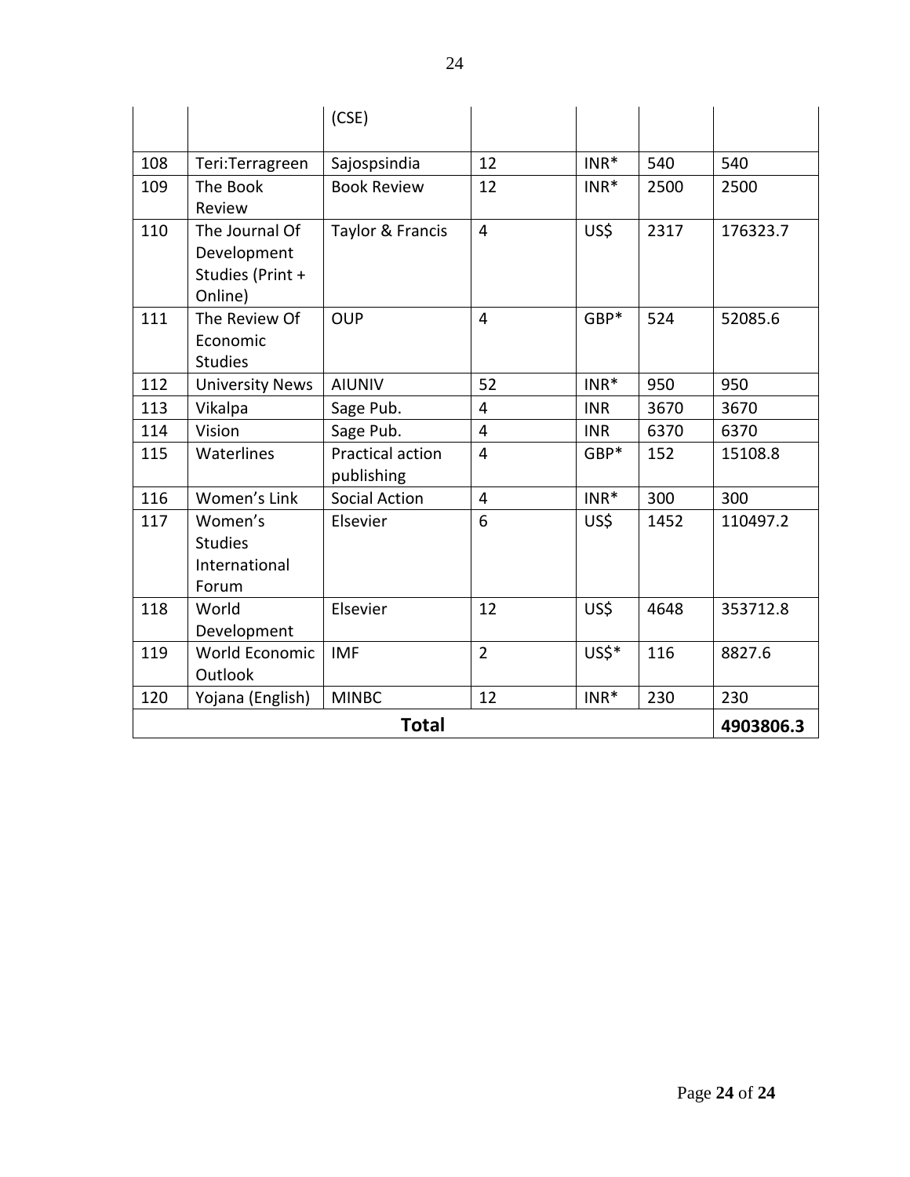| | | | | | | |
|---|---|---|---|---|---|---|
| | | (CSE) | | | | |
| 108 | Teri:Terragreen | Sajospsindia | 12 | INR* | 540 | 540 |
| 109 | The Book Review | Book Review | 12 | INR* | 2500 | 2500 |
| 110 | The Journal Of Development Studies (Print + Online) | Taylor & Francis | 4 | US$ | 2317 | 176323.7 |
| 111 | The Review Of Economic Studies | OUP | 4 | GBP* | 524 | 52085.6 |
| 112 | University News | AIUNIV | 52 | INR* | 950 | 950 |
| 113 | Vikalpa | Sage Pub. | 4 | INR | 3670 | 3670 |
| 114 | Vision | Sage Pub. | 4 | INR | 6370 | 6370 |
| 115 | Waterlines | Practical action publishing | 4 | GBP* | 152 | 15108.8 |
| 116 | Women's Link | Social Action | 4 | INR* | 300 | 300 |
| 117 | Women's Studies International Forum | Elsevier | 6 | US$ | 1452 | 110497.2 |
| 118 | World Development | Elsevier | 12 | US$ | 4648 | 353712.8 |
| 119 | World Economic Outlook | IMF | 2 | US$* | 116 | 8827.6 |
| 120 | Yojana (English) | MINBC | 12 | INR* | 230 | 230 |
| **Total** | | | | | | **4903806.3** |